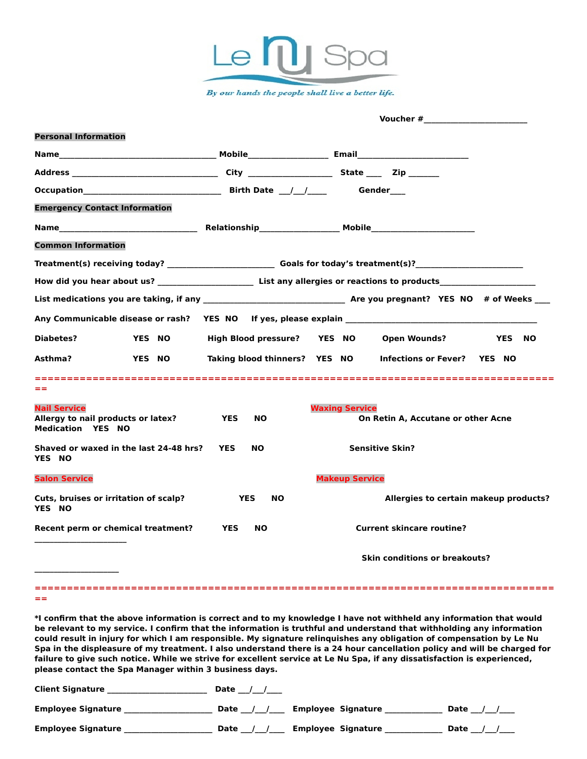# Le Nu Spa

*By our hands the people shall live a better life.*

**Voucher #________________________**

**Personal Information**

**Name**_________________________________ **Mobile**________________ **Email**________________________

**Address** ________________________________ **City** _________________ **State** ___ **Zip** _______

**Occupation**______________________________ **Birth Date** ___/___/____ **Gender**___

**Emergency Contact Information**

**Name**______________________________ **Relationship**________________ **Mobile**______________________

**Common Information**

**Treatment(s) receiving today?** _______________________ **Goals for today's treatment(s)?**_______________________

**How did you hear about us?** _____________________ **List any allergies or reactions to products**_____________________

**List medications you are taking, if any** _______________________________ **Are you pregnant? YES NO # of Weeks** ___

**Any Communicable disease or rash? YES NO If yes, please explain** __________________________________________

**Diabetes? YES NO High Blood pressure? YES NO Open Wounds? YES NO**

**Asthma? YES NO Taking blood thinners? YES NO Infections or Fever? YES NO**

==================================================================================

**Nail Service**

**Allergy to nail products or latex? YES NO**

**Shaved or waxed in the last 24-48 hrs? YES NO**

**Waxing Service**

**On Retin A, Accutane or other Acne Medication YES NO**

**Sensitive Skin? YES NO**

**Salon Service**

**Cuts, bruises or irritation of scalp? YES NO**

**Recent perm or chemical treatment? YES NO**

**Makeup Service**

**Allergies to certain makeup products? YES NO**

**Current skincare routine?** _____________________

**Skin conditions or breakouts?** ___________________

==================================================================================

**\*I confirm that the above information is correct and to my knowledge I have not withheld any information that would be relevant to my service. I confirm that the information is truthful and understand that withholding any information could result in injury for which I am responsible. My signature relinquishes any obligation of compensation by Le Nu Spa in the displeasure of my treatment. I also understand there is a 24 hour cancellation policy and will be charged for failure to give such notice. While we strive for excellent service at Le Nu Spa, if any dissatisfaction is experienced, please contact the Spa Manager within 3 business days.**

**Client Signature** ______________________ **Date** ___/___/___

**Employee Signature** ____________________ **Date** ___/___/___ **Employee Signature** _____________ **Date** ___/___/___

**Employee Signature** ____________________ **Date** ___/___/___ **Employee Signature** _____________ **Date** ___/___/___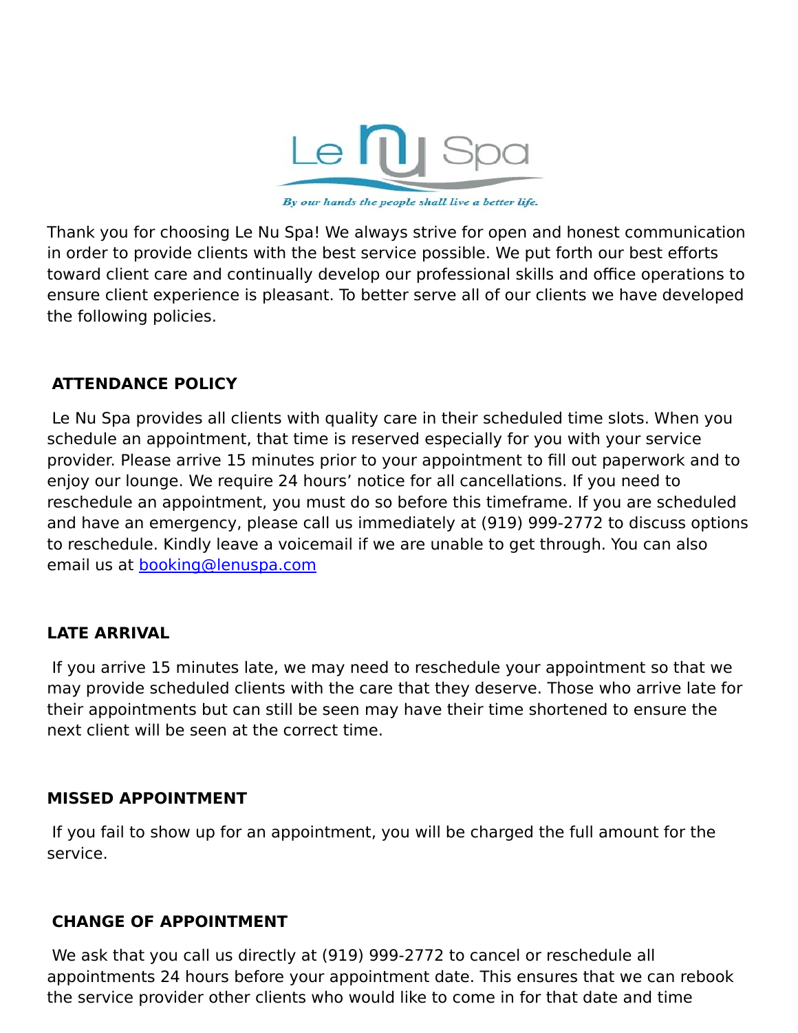Le Nu Spa

*By our hands the people shall live a better life.*

Thank you for choosing Le Nu Spa! We always strive for open and honest communication in order to provide clients with the best service possible. We put forth our best efforts toward client care and continually develop our professional skills and office operations to ensure client experience is pleasant. To better serve all of our clients we have developed the following policies.

## ATTENDANCE POLICY

Le Nu Spa provides all clients with quality care in their scheduled time slots. When you schedule an appointment, that time is reserved especially for you with your service provider. Please arrive 15 minutes prior to your appointment to fill out paperwork and to enjoy our lounge. We require 24 hours' notice for all cancellations. If you need to reschedule an appointment, you must do so before this timeframe. If you are scheduled and have an emergency, please call us immediately at (919) 999-2772 to discuss options to reschedule. Kindly leave a voicemail if we are unable to get through. You can also email us at booking@lenuspa.com

## LATE ARRIVAL

If you arrive 15 minutes late, we may need to reschedule your appointment so that we may provide scheduled clients with the care that they deserve. Those who arrive late for their appointments but can still be seen may have their time shortened to ensure the next client will be seen at the correct time.

## MISSED APPOINTMENT

If you fail to show up for an appointment, you will be charged the full amount for the service.

## CHANGE OF APPOINTMENT

We ask that you call us directly at (919) 999-2772 to cancel or reschedule all appointments 24 hours before your appointment date. This ensures that we can rebook the service provider other clients who would like to come in for that date and time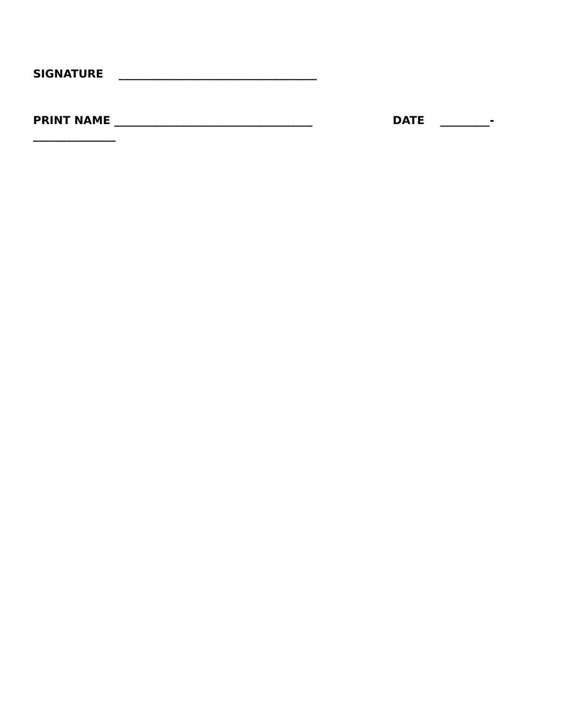**SIGNATURE** ___________________________________

**PRINT NAME** ___________________________________ **DATE** _________-______________